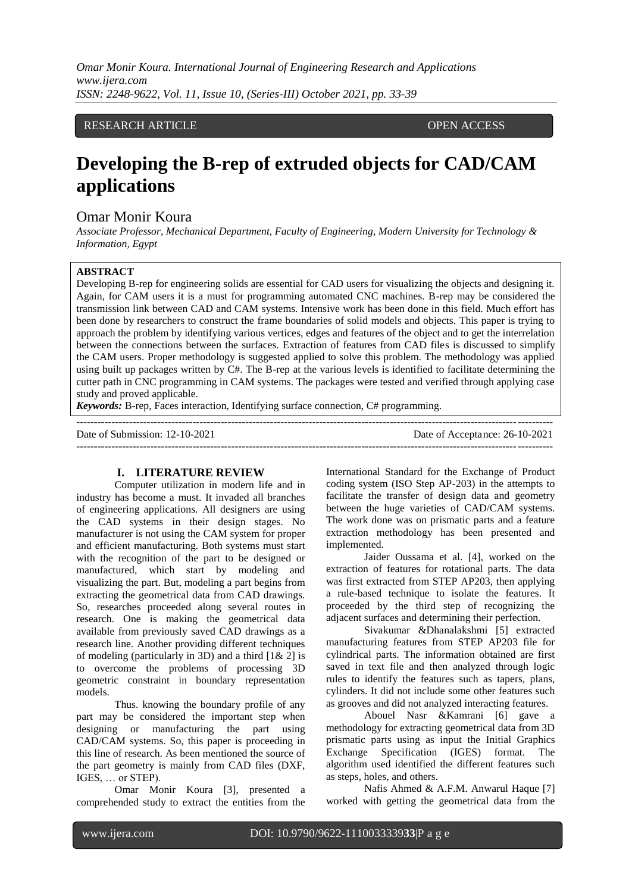RESEARCH ARTICLE OPEN ACCESS

# Developing the B-rep of extruded objects for CAD/CAM applications

## Omar Monir Koura

*Associate Professor, Mechanical Department, Faculty of Engineering, Modern University for Technology & Information, Egypt*

**ABSTRACT**

Developing B-rep for engineering solids are essential for CAD users for visualizing the objects and designing it. Again, for CAM users it is a must for programming automated CNC machines. B-rep may be considered the transmission link between CAD and CAM systems. Intensive work has been done in this field. Much effort has been done by researchers to construct the frame boundaries of solid models and objects. This paper is trying to approach the problem by identifying various vertices, edges and features of the object and to get the interrelation between the connections between the surfaces. Extraction of features from CAD files is discussed to simplify the CAM users. Proper methodology is suggested applied to solve this problem. The methodology was applied using built up packages written by C#. The B-rep at the various levels is identified to facilitate determining the cutter path in CNC programming in CAM systems. The packages were tested and verified through applying case study and proved applicable.

***Keywords:*** B-rep, Faces interaction, Identifying surface connection, C# programming.

Date of Submission: 12-10-2021 Date of Acceptance: 26-10-2021

## I. LITERATURE REVIEW

Computer utilization in modern life and in industry has become a must. It invaded all branches of engineering applications. All designers are using the CAD systems in their design stages. No manufacturer is not using the CAM system for proper and efficient manufacturing. Both systems must start with the recognition of the part to be designed or manufactured, which start by modeling and visualizing the part. But, modeling a part begins from extracting the geometrical data from CAD drawings. So, researches proceeded along several routes in research. One is making the geometrical data available from previously saved CAD drawings as a research line. Another providing different techniques of modeling (particularly in 3D) and a third [1& 2] is to overcome the problems of processing 3D geometric constraint in boundary representation models.

Thus. knowing the boundary profile of any part may be considered the important step when designing or manufacturing the part using CAD/CAM systems. So, this paper is proceeding in this line of research. As been mentioned the source of the part geometry is mainly from CAD files (DXF, IGES, … or STEP).

Omar Monir Koura [3], presented a comprehended study to extract the entities from the International Standard for the Exchange of Product coding system (ISO Step AP-203) in the attempts to facilitate the transfer of design data and geometry between the huge varieties of CAD/CAM systems. The work done was on prismatic parts and a feature extraction methodology has been presented and implemented.

Jaider Oussama et al. [4], worked on the extraction of features for rotational parts. The data was first extracted from STEP AP203, then applying a rule-based technique to isolate the features. It proceeded by the third step of recognizing the adjacent surfaces and determining their perfection.

Sivakumar &Dhanalakshmi [5] extracted manufacturing features from STEP AP203 file for cylindrical parts. The information obtained are first saved in text file and then analyzed through logic rules to identify the features such as tapers, plans, cylinders. It did not include some other features such as grooves and did not analyzed interacting features.

Abouel Nasr &Kamrani [6] gave a methodology for extracting geometrical data from 3D prismatic parts using as input the Initial Graphics Exchange Specification (IGES) format. The algorithm used identified the different features such as steps, holes, and others.

Nafis Ahmed & A.F.M. Anwarul Haque [7] worked with getting the geometrical data from the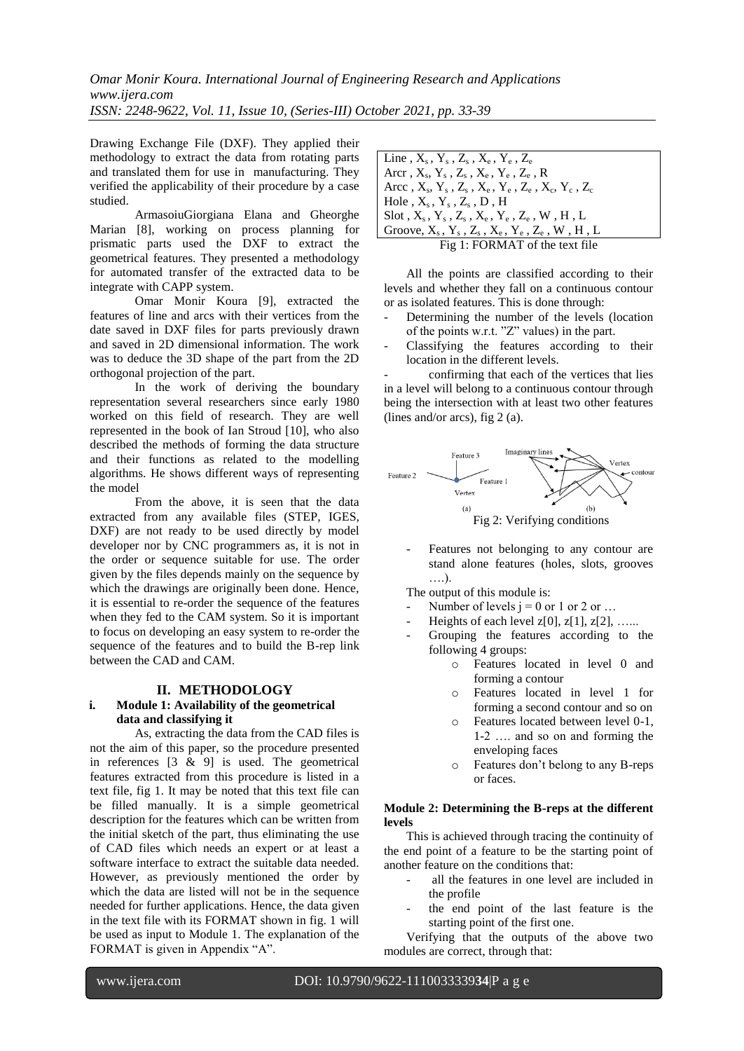Drawing Exchange File (DXF). They applied their methodology to extract the data from rotating parts and translated them for use in manufacturing. They verified the applicability of their procedure by a case studied.

ArmasoiuGiorgiana Elana and Gheorghe Marian [8], working on process planning for prismatic parts used the DXF to extract the geometrical features. They presented a methodology for automated transfer of the extracted data to be integrate with CAPP system.

Omar Monir Koura [9], extracted the features of line and arcs with their vertices from the date saved in DXF files for parts previously drawn and saved in 2D dimensional information. The work was to deduce the 3D shape of the part from the 2D orthogonal projection of the part.

In the work of deriving the boundary representation several researchers since early 1980 worked on this field of research. They are well represented in the book of Ian Stroud [10], who also described the methods of forming the data structure and their functions as related to the modelling algorithms. He shows different ways of representing the model

From the above, it is seen that the data extracted from any available files (STEP, IGES, DXF) are not ready to be used directly by model developer nor by CNC programmers as, it is not in the order or sequence suitable for use. The order given by the files depends mainly on the sequence by which the drawings are originally been done. Hence, it is essential to re-order the sequence of the features when they fed to the CAM system. So it is important to focus on developing an easy system to re-order the sequence of the features and to build the B-rep link between the CAD and CAM.

## II. METHODOLOGY

### i. Module 1: Availability of the geometrical data and classifying it

As, extracting the data from the CAD files is not the aim of this paper, so the procedure presented in references [3 & 9] is used. The geometrical features extracted from this procedure is listed in a text file, fig 1. It may be noted that this text file can be filled manually. It is a simple geometrical description for the features which can be written from the initial sketch of the part, thus eliminating the use of CAD files which needs an expert or at least a software interface to extract the suitable data needed. However, as previously mentioned the order by which the data are listed will not be in the sequence needed for further applications. Hence, the data given in the text file with its FORMAT shown in fig. 1 will be used as input to Module 1. The explanation of the FORMAT is given in Appendix "A".

Line , $X_s$ , $Y_s$ , $Z_s$ , $X_e$ , $Y_e$ , $Z_e$
Arcr , $X_s$, $Y_s$ , $Z_s$ , $X_e$ , $Y_e$ , $Z_e$ , R
Arcc , $X_s$, $Y_s$ , $Z_s$ , $X_e$ , $Y_e$ , $Z_e$ , $X_c$, $Y_c$ , $Z_c$
Hole , $X_s$ , $Y_s$ , $Z_s$ , D , H
Slot , $X_s$ , $Y_s$ , $Z_s$ , $X_e$ , $Y_e$ , $Z_e$ , W , H , L
Groove, $X_s$ , $Y_s$ , $Z_s$ , $X_e$ , $Y_e$ , $Z_e$ , W , H , L

Fig 1: FORMAT of the text file

All the points are classified according to their levels and whether they fall on a continuous contour or as isolated features. This is done through:

- Determining the number of the levels (location of the points w.r.t. "Z" values) in the part.
- Classifying the features according to their location in the different levels.
- confirming that each of the vertices that lies in a level will belong to a continuous contour through being the intersection with at least two other features (lines and/or arcs), fig 2 (a).

Fig 2: Verifying conditions

- Features not belonging to any contour are stand alone features (holes, slots, grooves ….).

The output of this module is:

- Number of levels j = 0 or 1 or 2 or …
- Heights of each level z[0], z[1], z[2], …...
- Grouping the features according to the following 4 groups:
    - Features located in level 0 and forming a contour
    - Features located in level 1 for forming a second contour and so on
    - Features located between level 0-1, 1-2 …. and so on and forming the enveloping faces
    - Features don't belong to any B-reps or faces.

### Module 2: Determining the B-reps at the different levels

This is achieved through tracing the continuity of the end point of a feature to be the starting point of another feature on the conditions that:

- all the features in one level are included in the profile
- the end point of the last feature is the starting point of the first one.

Verifying that the outputs of the above two modules are correct, through that: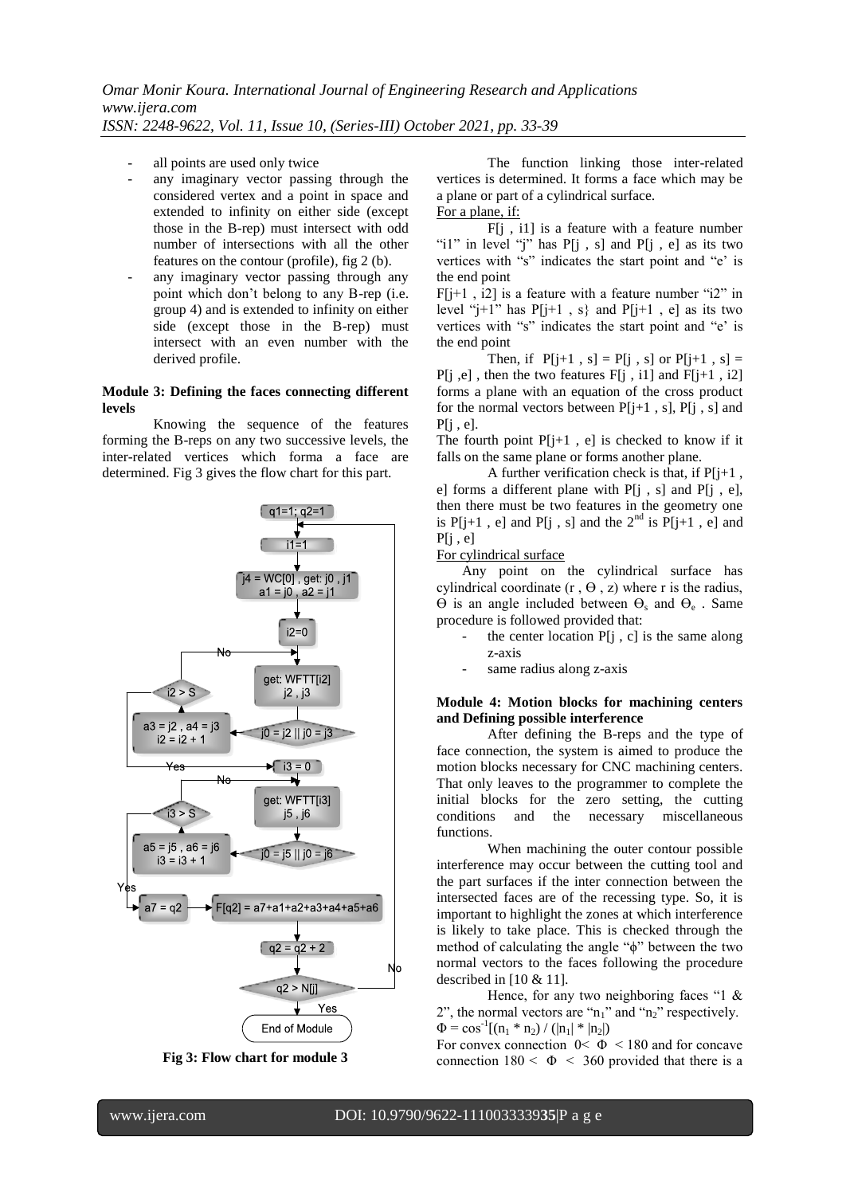- all points are used only twice
- any imaginary vector passing through the considered vertex and a point in space and extended to infinity on either side (except those in the B-rep) must intersect with odd number of intersections with all the other features on the contour (profile), fig 2 (b).
- any imaginary vector passing through any point which don't belong to any B-rep (i.e. group 4) and is extended to infinity on either side (except those in the B-rep) must intersect with an even number with the derived profile.

**Module 3: Defining the faces connecting different levels**

Knowing the sequence of the features forming the B-reps on any two successive levels, the inter-related vertices which forma a face are determined. Fig 3 gives the flow chart for this part.

**Fig 3: Flow chart for module 3**

The function linking those inter-related vertices is determined. It forms a face which may be a plane or part of a cylindrical surface.

For a plane, if:

F[j , i1] is a feature with a feature number "i1" in level "j" has P[j , s] and P[j , e] as its two vertices with "s" indicates the start point and "e' is the end point

F[j+1 , i2] is a feature with a feature number "i2" in level "j+1" has P[j+1 , s} and P[j+1 , e] as its two vertices with "s" indicates the start point and "e' is the end point

Then, if P[j+1 , s] = P[j , s] or P[j+1 , s] = P[j ,e] , then the two features F[j , i1] and F[j+1 , i2] forms a plane with an equation of the cross product for the normal vectors between P[j+1 , s], P[j , s] and P[j , e].

The fourth point P[j+1 , e] is checked to know if it falls on the same plane or forms another plane.

A further verification check is that, if P[j+1 , e] forms a different plane with P[j , s] and P[j , e], then there must be two features in the geometry one is P[j+1 , e] and P[j , s] and the 2[nd] is P[j+1 , e] and P[j , e]

For cylindrical surface

Any point on the cylindrical surface has cylindrical coordinate $(r , \Theta , z)$ where r is the radius, $\Theta$ is an angle included between $\Theta_s$ and $\Theta_e$ . Same procedure is followed provided that:

- the center location P[j , c] is the same along z-axis
- same radius along z-axis

**Module 4: Motion blocks for machining centers and Defining possible interference**

After defining the B-reps and the type of face connection, the system is aimed to produce the motion blocks necessary for CNC machining centers. That only leaves to the programmer to complete the initial blocks for the zero setting, the cutting conditions and the necessary miscellaneous functions.

When machining the outer contour possible interference may occur between the cutting tool and the part surfaces if the inter connection between the intersected faces are of the recessing type. So, it is important to highlight the zones at which interference is likely to take place. This is checked through the method of calculating the angle "$\phi$" between the two normal vectors to the faces following the procedure described in [10 & 11].

Hence, for any two neighboring faces "1 & 2", the normal vectors are "$n_1$" and "$n_2$" respectively.

$\Phi = \cos^{-1}[(n_1 * n_2) / (|n_1| * |n_2|)$

For convex connection $0 < \Phi < 180$ and for concave connection $180 < \Phi < 360$ provided that there is a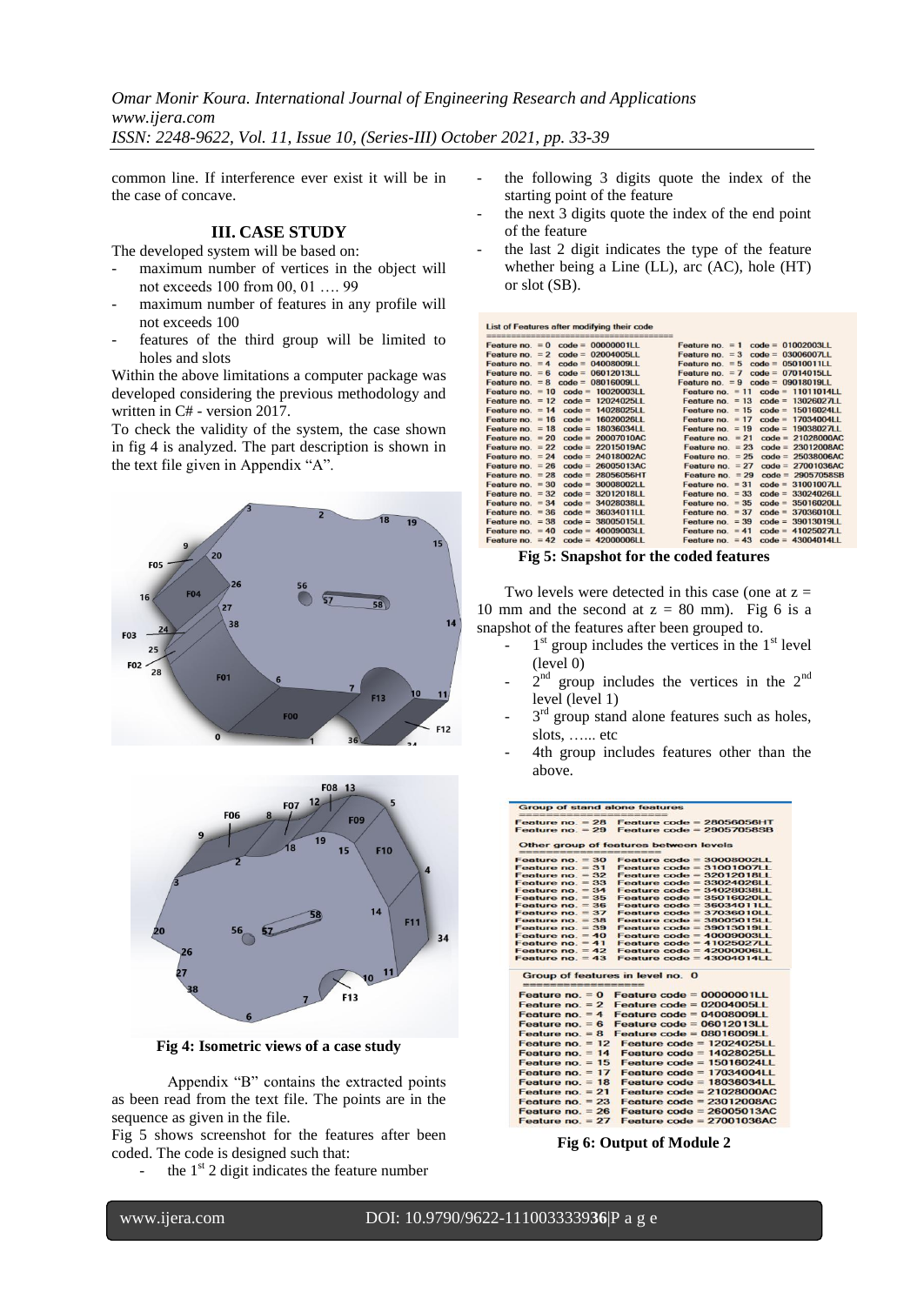common line. If interference ever exist it will be in the case of concave.

## III. CASE STUDY

The developed system will be based on:

- maximum number of vertices in the object will not exceeds 100 from 00, 01 …. 99
- maximum number of features in any profile will not exceeds 100
- features of the third group will be limited to holes and slots

Within the above limitations a computer package was developed considering the previous methodology and written in C# - version 2017.

To check the validity of the system, the case shown in fig 4 is analyzed. The part description is shown in the text file given in Appendix "A".

**Fig 4: Isometric views of a case study**

Appendix "B" contains the extracted points as been read from the text file. The points are in the sequence as given in the file.

Fig 5 shows screenshot for the features after been coded. The code is designed such that:

- the 1[st] 2 digit indicates the feature number
- the following 3 digits quote the index of the starting point of the feature
- the next 3 digits quote the index of the end point of the feature
- the last 2 digit indicates the type of the feature whether being a Line (LL), arc (AC), hole (HT) or slot (SB).

```
List of Features after modifying their code
======================================
Feature no. = 0   code = 00000001LL      Feature no. = 1   code = 01002003LL
Feature no. = 2   code = 02004005LL      Feature no. = 3   code = 03006007LL
Feature no. = 4   code = 04008009LL      Feature no. = 5   code = 05010011LL
Feature no. = 6   code = 06012013LL      Feature no. = 7   code = 07014015LL
Feature no. = 8   code = 08016009LL      Feature no. = 9   code = 09018019LL
Feature no. = 10  code = 10020003LL      Feature no. = 11  code = 11011014LL
Feature no. = 12  code = 12024025LL      Feature no. = 13  code = 13026027LL
Feature no. = 14  code = 14028025LL      Feature no. = 15  code = 15016024LL
Feature no. = 16  code = 16020026LL      Feature no. = 17  code = 17034004LL
Feature no. = 18  code = 18036034LL      Feature no. = 19  code = 19038027LL
Feature no. = 20  code = 20007010AC      Feature no. = 21  code = 21028000AC
Feature no. = 22  code = 22015019AC      Feature no. = 23  code = 23012008AC
Feature no. = 24  code = 24018002AC      Feature no. = 25  code = 25038006AC
Feature no. = 26  code = 26005013AC      Feature no. = 27  code = 27001036AC
Feature no. = 28  code = 28056056HT      Feature no. = 29  code = 29057058SB
Feature no. = 30  code = 30008002LL      Feature no. = 31  code = 31001007LL
Feature no. = 32  code = 32012018LL      Feature no. = 33  code = 33024026LL
Feature no. = 34  code = 34028038LL      Feature no. = 35  code = 35016020LL
Feature no. = 36  code = 36034011LL      Feature no. = 37  code = 37036010LL
Feature no. = 38  code = 38005015LL      Feature no. = 39  code = 39013019LL
Feature no. = 40  code = 40009003LL      Feature no. = 41  code = 41025027LL
Feature no. = 42  code = 42000006LL      Feature no. = 43  code = 43004014LL
```

**Fig 5: Snapshot for the coded features**

Two levels were detected in this case (one at z = 10 mm and the second at z = 80 mm). Fig 6 is a snapshot of the features after been grouped to.

- 1[st] group includes the vertices in the 1[st] level (level 0)
- 2[nd] group includes the vertices in the 2[nd] level (level 1)
- 3[rd] group stand alone features such as holes, slots, ….. etc
- 4th group includes features other than the above.

```
Group of stand alone features
=============================
Feature no. = 28   Feature code = 28056056HT
Feature no. = 29   Feature code = 29057058SB

Other group of features between levels
======================================
Feature no. = 30   Feature code = 30008002LL
Feature no. = 31   Feature code = 31001007LL
Feature no. = 32   Feature code = 32012018LL
Feature no. = 33   Feature code = 33024026LL
Feature no. = 34   Feature code = 34028038LL
Feature no. = 35   Feature code = 35016020LL
Feature no. = 36   Feature code = 36034011LL
Feature no. = 37   Feature code = 37036010LL
Feature no. = 38   Feature code = 38005015LL
Feature no. = 39   Feature code = 39013019LL
Feature no. = 40   Feature code = 40009003LL
Feature no. = 41   Feature code = 41025027LL
Feature no. = 42   Feature code = 42000006LL
Feature no. = 43   Feature code = 43004014LL

Group of features in level no. 0
================================
Feature no. = 0    Feature code = 00000001LL
Feature no. = 2    Feature code = 02004005LL
Feature no. = 4    Feature code = 04008009LL
Feature no. = 6    Feature code = 06012013LL
Feature no. = 8    Feature code = 08016009LL
Feature no. = 12   Feature code = 12024025LL
Feature no. = 14   Feature code = 14028025LL
Feature no. = 15   Feature code = 15016024LL
Feature no. = 17   Feature code = 17034004LL
Feature no. = 18   Feature code = 18036034LL
Feature no. = 21   Feature code = 21028000AC
Feature no. = 23   Feature code = 23012008AC
Feature no. = 26   Feature code = 26005013AC
Feature no. = 27   Feature code = 27001036AC
```

**Fig 6: Output of Module 2**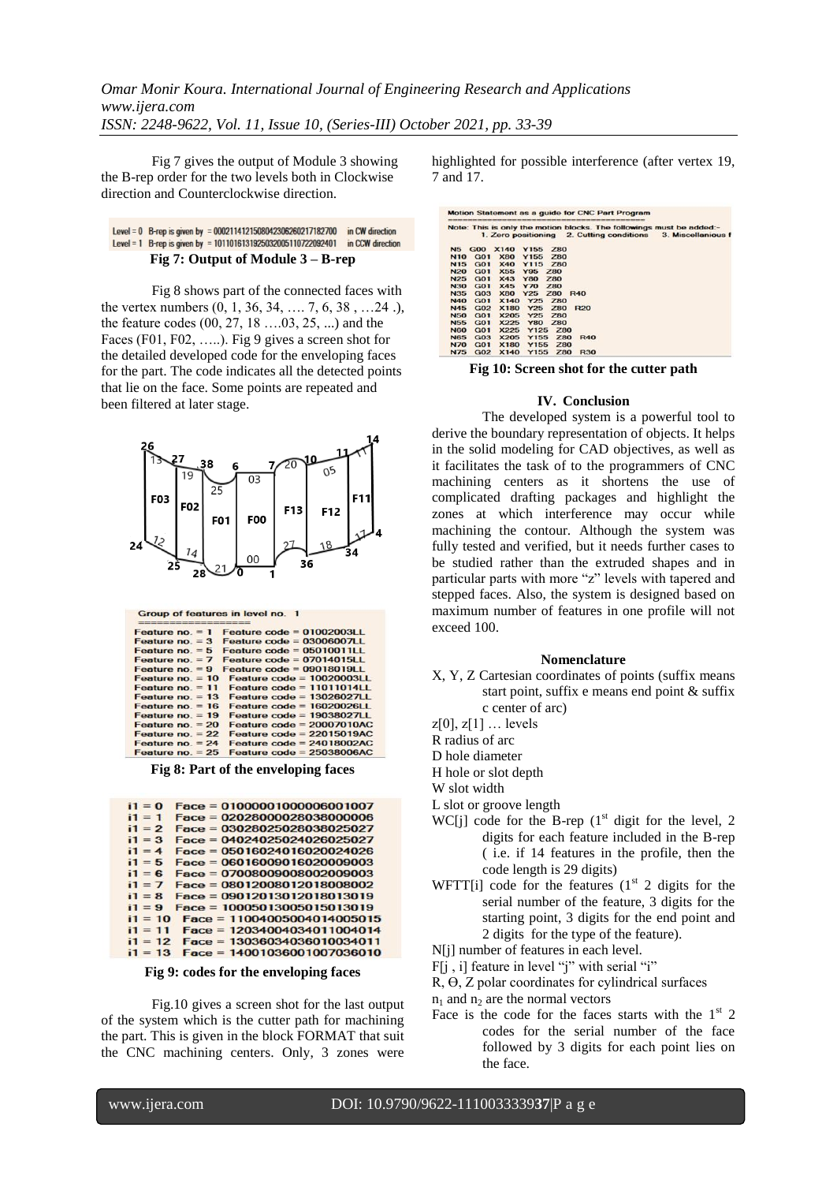Fig 7 gives the output of Module 3 showing the B-rep order for the two levels both in Clockwise direction and Counterclockwise direction.

```
Level = 0  B-rep is given by  = 000211412150804230626021718270 0    in CW direction
Level = 1  B-rep is given by  = 1011016131925032005110722092401    in CCW direction
```

**Fig 7: Output of Module 3 – B-rep**

Fig 8 shows part of the connected faces with the vertex numbers (0, 1, 36, 34, …. 7, 6, 38 , …24 .), the feature codes (00, 27, 18 ….03, 25, ...) and the Faces (F01, F02, …..). Fig 9 gives a screen shot for the detailed developed code for the enveloping faces for the part. The code indicates all the detected points that lie on the face. Some points are repeated and been filtered at later stage.

```
Group of features in level no.  1
==================
Feature no. = 1   Feature code = 01002003LL
Feature no. = 3   Feature code = 03006007LL
Feature no. = 5   Feature code = 05010011LL
Feature no. = 7   Feature code = 07014015LL
Feature no. = 9   Feature code = 09018019LL
Feature no. = 10  Feature code = 10020003LL
Feature no. = 11  Feature code = 11011014LL
Feature no. = 13  Feature code = 13026027LL
Feature no. = 16  Feature code = 16020026LL
Feature no. = 19  Feature code = 19038027LL
Feature no. = 20  Feature code = 20007010AC
Feature no. = 22  Feature code = 22015019AC
Feature no. = 24  Feature code = 24018002AC
Feature no. = 25  Feature code = 25038006AC
```

**Fig 8: Part of the enveloping faces**

```
i1 = 0   Face = 01000001000006001007
i1 = 1   Face = 02028000028038000006
i1 = 2   Face = 03028025028038025027
i1 = 3   Face = 04024025024026025027
i1 = 4   Face = 05016024016020024026
i1 = 5   Face = 06016009016020009003
i1 = 6   Face = 07008009008002009003
i1 = 7   Face = 08012008012018008002
i1 = 8   Face = 09012013012018013019
i1 = 9   Face = 10005013005015013019
i1 = 10  Face = 11004005004014005015
i1 = 11  Face = 12034004034011004014
i1 = 12  Face = 13036034036010034011
i1 = 13  Face = 14001036001007036010
```

**Fig 9: codes for the enveloping faces**

Fig.10 gives a screen shot for the last output of the system which is the cutter path for machining the part. This is given in the block FORMAT that suit the CNC machining centers. Only, 3 zones were highlighted for possible interference (after vertex 19, 7 and 17.

```
Motion Statement as a guide for CNC Part Program
------------------------------------------------
Note: This is only the motion blocks. The followings must be added:-
      1. Zero positioning   2. Cutting conditions   3. Miscellaneous f

N5  G00  X140  Y155  Z80
N10 G01  X80   Y155  Z80
N15 G01  X40   Y115  Z80
N20 G01  X55   Y95   Z80
N25 G01  X43   Y80   Z80
N30 G01  X45   Y70   Z80
N35 G03  X80   Y25   Z80  R40
N40 G01  X140  Y25   Z80
N45 G02  X180  Y25   Z80  R20
N50 G01  X205  Y25   Z80
N55 G01  X225  Y80   Z80
N60 G01  X225  Y125  Z80
N65 G03  X205  Y155  Z80  R40
N70 G01  X180  Y155  Z80
N75 G02  X140  Y155  Z80  R30
```

**Fig 10: Screen shot for the cutter path**

## IV. Conclusion

The developed system is a powerful tool to derive the boundary representation of objects. It helps in the solid modeling for CAD objectives, as well as it facilitates the task of to the programmers of CNC machining centers as it shortens the use of complicated drafting packages and highlight the zones at which interference may occur while machining the contour. Although the system was fully tested and verified, but it needs further cases to be studied rather than the extruded shapes and in particular parts with more "z" levels with tapered and stepped faces. Also, the system is designed based on maximum number of features in one profile will not exceed 100.

### Nomenclature

X, Y, Z Cartesian coordinates of points (suffix means start point, suffix e means end point & suffix c center of arc)

z[0], z[1] … levels

R radius of arc

D hole diameter

H hole or slot depth

W slot width

L slot or groove length

WC[j] code for the B-rep (1st digit for the level, 2 digits for each feature included in the B-rep ( i.e. if 14 features in the profile, then the code length is 29 digits)

WFTT[i] code for the features (1st 2 digits for the serial number of the feature, 3 digits for the starting point, 3 digits for the end point and 2 digits for the type of the feature).

N[j] number of features in each level.

F[j , i] feature in level "j" with serial "i"

R, Θ, Z polar coordinates for cylindrical surfaces

$n_1$ and $n_2$ are the normal vectors

Face is the code for the faces starts with the 1st 2 codes for the serial number of the face followed by 3 digits for each point lies on the face.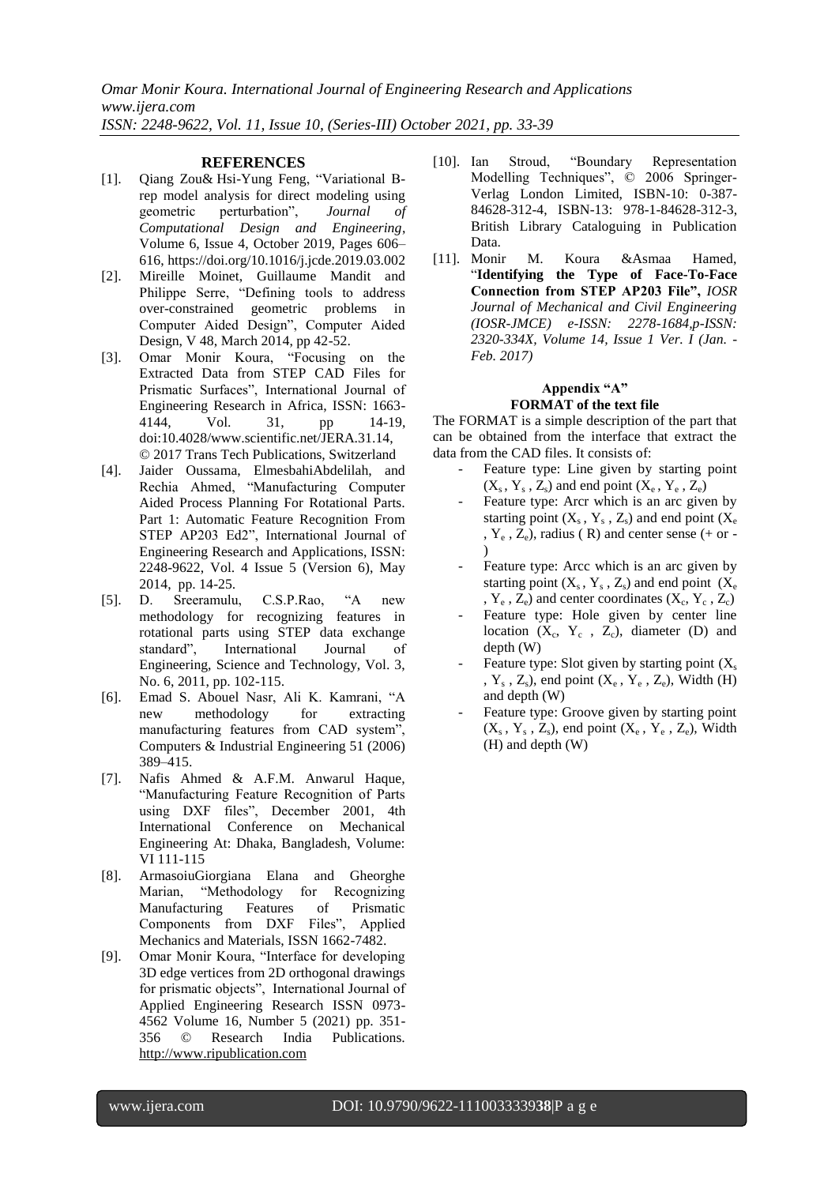## REFERENCES

[1]. Qiang Zou& Hsi-Yung Feng, "Variational B-rep model analysis for direct modeling using geometric perturbation", *Journal of Computational Design and Engineering*, Volume 6, Issue 4, October 2019, Pages 606–616, https://doi.org/10.1016/j.jcde.2019.03.002

[2]. Mireille Moinet, Guillaume Mandit and Philippe Serre, "Defining tools to address over-constrained geometric problems in Computer Aided Design", Computer Aided Design, V 48, March 2014, pp 42-52.

[3]. Omar Monir Koura, "Focusing on the Extracted Data from STEP CAD Files for Prismatic Surfaces", International Journal of Engineering Research in Africa, ISSN: 1663-4144, Vol. 31, pp 14-19, doi:10.4028/www.scientific.net/JERA.31.14, © 2017 Trans Tech Publications, Switzerland

[4]. Jaider Oussama, ElmesbahiAbdelilah, and Rechia Ahmed, "Manufacturing Computer Aided Process Planning For Rotational Parts. Part 1: Automatic Feature Recognition From STEP AP203 Ed2", International Journal of Engineering Research and Applications, ISSN: 2248-9622, Vol. 4 Issue 5 (Version 6), May 2014, pp. 14-25.

[5]. D. Sreeramulu, C.S.P.Rao, "A new methodology for recognizing features in rotational parts using STEP data exchange standard", International Journal of Engineering, Science and Technology, Vol. 3, No. 6, 2011, pp. 102-115.

[6]. Emad S. Abouel Nasr, Ali K. Kamrani, "A new methodology for extracting manufacturing features from CAD system", Computers & Industrial Engineering 51 (2006) 389–415.

[7]. Nafis Ahmed & A.F.M. Anwarul Haque, "Manufacturing Feature Recognition of Parts using DXF files", December 2001, 4th International Conference on Mechanical Engineering At: Dhaka, Bangladesh, Volume: VI 111-115

[8]. ArmasoiuGiorgiana Elana and Gheorghe Marian, "Methodology for Recognizing Manufacturing Features of Prismatic Components from DXF Files", Applied Mechanics and Materials, ISSN 1662-7482.

[9]. Omar Monir Koura, "Interface for developing 3D edge vertices from 2D orthogonal drawings for prismatic objects", International Journal of Applied Engineering Research ISSN 0973-4562 Volume 16, Number 5 (2021) pp. 351-356 © Research India Publications. http://www.ripublication.com

[10]. Ian Stroud, "Boundary Representation Modelling Techniques", © 2006 Springer-Verlag London Limited, ISBN-10: 0-387-84628-312-4, ISBN-13: 978-1-84628-312-3, British Library Cataloguing in Publication Data.

[11]. Monir M. Koura &Asmaa Hamed, "**Identifying the Type of Face-To-Face Connection from STEP AP203 File",** *IOSR Journal of Mechanical and Civil Engineering (IOSR-JMCE) e-ISSN: 2278-1684,p-ISSN: 2320-334X, Volume 14, Issue 1 Ver. I (Jan. - Feb. 2017)*

## Appendix "A"
### FORMAT of the text file

The FORMAT is a simple description of the part that can be obtained from the interface that extract the data from the CAD files. It consists of:

- Feature type: Line given by starting point ($X_s$ , $Y_s$ , $Z_s$) and end point ($X_e$ , $Y_e$ , $Z_e$)
- Feature type: Arcr which is an arc given by starting point ($X_s$ , $Y_s$ , $Z_s$) and end point ($X_e$ , $Y_e$ , $Z_e$), radius ( R) and center sense (+ or - )
- Feature type: Arcc which is an arc given by starting point ($X_s$ , $Y_s$ , $Z_s$) and end point ($X_e$ , $Y_e$ , $Z_e$) and center coordinates ($X_c$, $Y_c$ , $Z_c$)
- Feature type: Hole given by center line location ($X_c$, $Y_c$ , $Z_c$), diameter (D) and depth (W)
- Feature type: Slot given by starting point ($X_s$ , $Y_s$ , $Z_s$), end point ($X_e$ , $Y_e$ , $Z_e$), Width (H) and depth (W)
- Feature type: Groove given by starting point ($X_s$ , $Y_s$ , $Z_s$), end point ($X_e$ , $Y_e$ , $Z_e$), Width (H) and depth (W)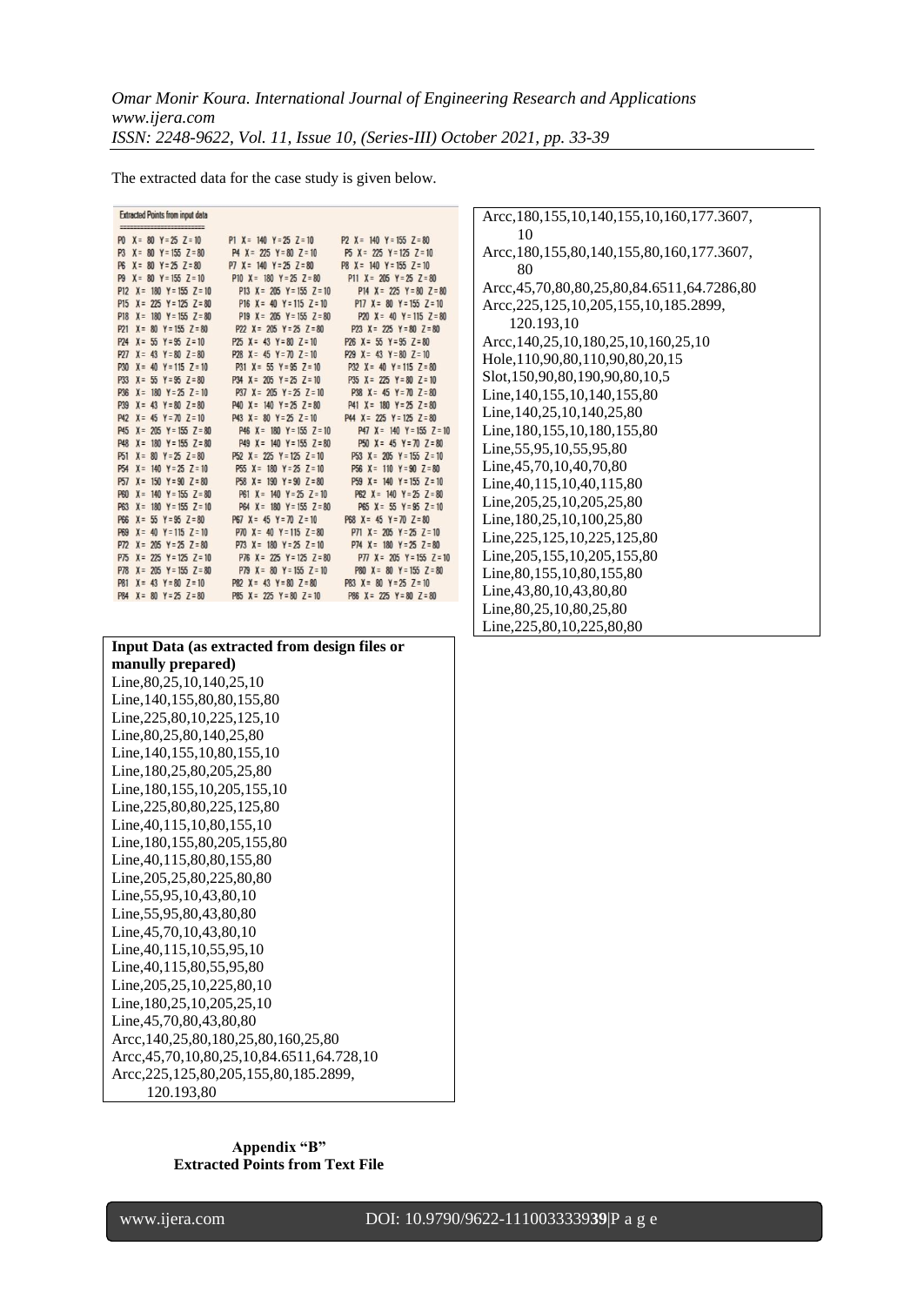The extracted data for the case study is given below.

Extracted Points from input data

```
P0  X= 80  Y=25  Z=10      P1  X= 140  Y=25  Z=10      P2  X= 140  Y=155  Z=80
P3  X= 80  Y=155  Z=80     P4  X= 225  Y=80  Z=10      P5  X= 225  Y=125  Z=10
P6  X= 80  Y=25  Z=80      P7  X= 140  Y=25  Z=80      P8  X= 140  Y=155  Z=10
P9  X= 80  Y=155  Z=10     P10  X= 180  Y=25  Z=80     P11  X= 205  Y=25  Z=80
P12  X= 180  Y=155  Z=10   P13  X= 205  Y=155  Z=10    P14  X= 225  Y=80  Z=80
P15  X= 225  Y=125  Z=80   P16  X= 40  Y=115  Z=10     P17  X= 80  Y=155  Z=10
P18  X= 180  Y=155  Z=80   P19  X= 205  Y=155  Z=80    P20  X= 40  Y=115  Z=80
P21  X= 80  Y=155  Z=80    P22  X= 205  Y=25  Z=80     P23  X= 225  Y=80  Z=80
P24  X= 55  Y=95  Z=10     P25  X= 43  Y=80  Z=10      P26  X= 55  Y=95  Z=80
P27  X= 43  Y=80  Z=80     P28  X= 45  Y=70  Z=10      P29  X= 43  Y=80  Z=10
P30  X= 40  Y=115  Z=10    P31  X= 55  Y=95  Z=10      P32  X= 40  Y=115  Z=80
P33  X= 55  Y=95  Z=80     P34  X= 205  Y=25  Z=10     P35  X= 225  Y=80  Z=10
P36  X= 180  Y=25  Z=10    P37  X= 205  Y=25  Z=10     P38  X= 45  Y=70  Z=80
P39  X= 43  Y=80  Z=80     P40  X= 140  Y=25  Z=80     P41  X= 180  Y=25  Z=80
P42  X= 45  Y=70  Z=10     P43  X= 80  Y=25  Z=10      P44  X= 225  Y=125  Z=80
P45  X= 205  Y=155  Z=80   P46  X= 180  Y=155  Z=10    P47  X= 140  Y=155  Z=10
P48  X= 180  Y=155  Z=80   P49  X= 140  Y=155  Z=80    P50  X= 45  Y=70  Z=80
P51  X= 80  Y=25  Z=80     P52  X= 225  Y=125  Z=10    P53  X= 205  Y=155  Z=10
P54  X= 140  Y=25  Z=10    P55  X= 180  Y=25  Z=10     P56  X= 110  Y=90  Z=80
P57  X= 150  Y=90  Z=80    P58  X= 190  Y=90  Z=80     P59  X= 140  Y=155  Z=10
P60  X= 140  Y=155  Z=80   P61  X= 140  Y=25  Z=10     P62  X= 140  Y=25  Z=80
P63  X= 180  Y=155  Z=10   P64  X= 180  Y=155  Z=80    P65  X= 55  Y=95  Z=10
P66  X= 55  Y=95  Z=80     P67  X= 45  Y=70  Z=10      P68  X= 45  Y=70  Z=80
P69  X= 40  Y=115  Z=10    P70  X= 40  Y=115  Z=80     P71  X= 205  Y=25  Z=10
P72  X= 205  Y=25  Z=80    P73  X= 180  Y=25  Z=10     P74  X= 180  Y=25  Z=80
P75  X= 225  Y=125  Z=10   P76  X= 225  Y=125  Z=80    P77  X= 205  Y=155  Z=10
P78  X= 205  Y=155  Z=80   P79  X= 80  Y=155  Z=10     P80  X= 80  Y=155  Z=80
P81  X= 43  Y=80  Z=10     P82  X= 43  Y=80  Z=80      P83  X= 80  Y=25  Z=10
P84  X= 80  Y=25  Z=80     P85  X= 225  Y=80  Z=10     P86  X= 225  Y=80  Z=80
```

**Input Data (as extracted from design files or manully prepared)**

Line,80,25,10,140,25,10
Line,140,155,80,80,155,80
Line,225,80,10,225,125,10
Line,80,25,80,140,25,80
Line,140,155,10,80,155,10
Line,180,25,80,205,25,80
Line,180,155,10,205,155,10
Line,225,80,80,225,125,80
Line,40,115,10,80,155,10
Line,180,155,80,205,155,80
Line,40,115,80,80,155,80
Line,205,25,80,225,80,80
Line,55,95,10,43,80,10
Line,55,95,80,43,80,80
Line,45,70,10,43,80,10
Line,40,115,10,55,95,10
Line,40,115,80,55,95,80
Line,205,25,10,225,80,10
Line,180,25,10,205,25,10
Line,45,70,80,43,80,80
Arcc,140,25,80,180,25,80,160,25,80
Arcc,45,70,10,80,25,10,84.6511,64.728,10
Arcc,225,125,80,205,155,80,185.2899,
120.193,80
Arcc,180,155,10,140,155,10,160,177.3607,
10
Arcc,180,155,80,140,155,80,160,177.3607,
80
Arcc,45,70,80,80,25,80,84.6511,64.7286,80
Arcc,225,125,10,205,155,10,185.2899,
120.193,10
Arcc,140,25,10,180,25,10,160,25,10
Hole,110,90,80,110,90,80,20,15
Slot,150,90,80,190,90,80,10,5
Line,140,155,10,140,155,80
Line,140,25,10,140,25,80
Line,180,155,10,180,155,80
Line,55,95,10,55,95,80
Line,45,70,10,40,70,80
Line,40,115,10,40,115,80
Line,205,25,10,205,25,80
Line,180,25,10,100,25,80
Line,225,125,10,225,125,80
Line,205,155,10,205,155,80
Line,80,155,10,80,155,80
Line,43,80,10,43,80,80
Line,80,25,10,80,25,80
Line,225,80,10,225,80,80

**Appendix "B"**
**Extracted Points from Text File**